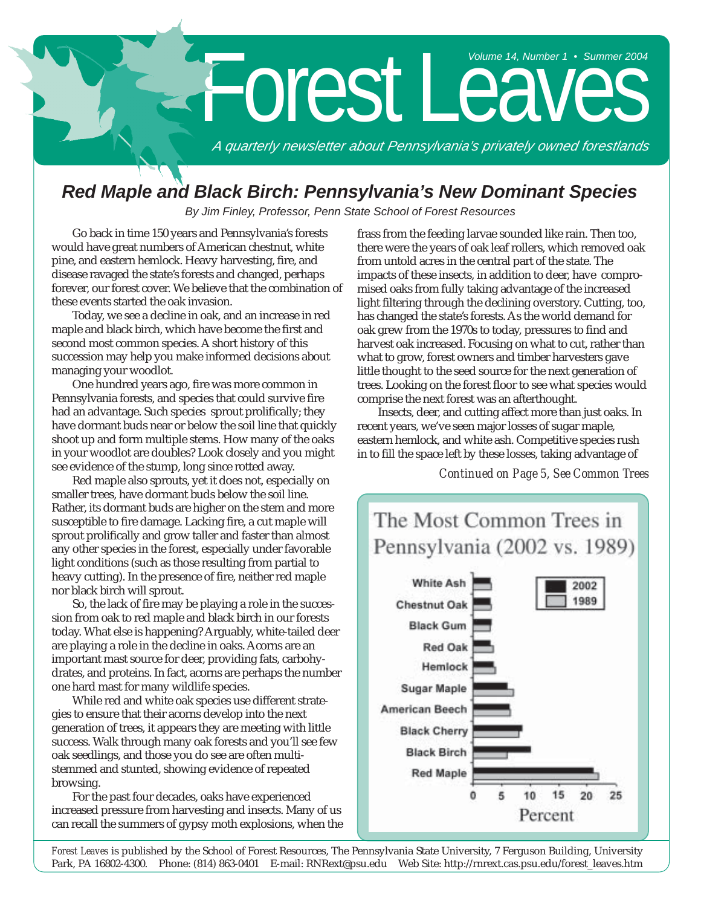# Forest Leaves

*Volume 14, Number 1 • Summer 2004*

*A quarterly newsletter about Pennsylvania's privately owned forestlands*

## Red Maple and Black Birch: Pennsylvania's New Dominant Species

*By Jim Finley, Professor, Penn State School of Forest Resources*

Go back in time 150 years and Pennsylvania's forests would have great numbers of American chestnut, white pine, and eastern hemlock. Heavy harvesting, fire, and disease ravaged the state's forests and changed, perhaps forever, our forest cover. We believe that the combination of these events started the oak invasion.

Today, we see a decline in oak, and an increase in red maple and black birch, which have become the first and second most common species. A short history of this succession may help you make informed decisions about managing your woodlot.

One hundred years ago, fire was more common in Pennsylvania forests, and species that could survive fire had an advantage. Such species sprout prolifically; they have dormant buds near or below the soil line that quickly shoot up and form multiple stems. How many of the oaks in your woodlot are doubles? Look closely and you might see evidence of the stump, long since rotted away.

Red maple also sprouts, yet it does not, especially on smaller trees, have dormant buds below the soil line. Rather, its dormant buds are higher on the stem and more susceptible to fire damage. Lacking fire, a cut maple will sprout prolifically and grow taller and faster than almost any other species in the forest, especially under favorable light conditions (such as those resulting from partial to heavy cutting). In the presence of fire, neither red maple nor black birch will sprout.

So, the lack of fire may be playing a role in the succession from oak to red maple and black birch in our forests today. What else is happening? Arguably, white-tailed deer are playing a role in the decline in oaks. Acorns are an important mast source for deer, providing fats, carbohydrates, and proteins. In fact, acorns are perhaps the number one hard mast for many wildlife species.

While red and white oak species use different strategies to ensure that their acorns develop into the next generation of trees, it appears they are meeting with little success. Walk through many oak forests and you'll see few oak seedlings, and those you do see are often multi-stemmed and stunted, showing evidence of repeated browsing.

For the past four decades, oaks have experienced increased pressure from harvesting and insects. Many of us can recall the summers of gypsy moth explosions, when the frass from the feeding larvae sounded like rain. Then too, there were the years of oak leaf rollers, which removed oak from untold acres in the central part of the state. The impacts of these insects, in addition to deer, have compromised oaks from fully taking advantage of the increased light filtering through the declining overstory. Cutting, too, has changed the state's forests. As the world demand for oak grew from the 1970s to today, pressures to find and harvest oak increased. Focusing on what to cut, rather than what to grow, forest owners and timber harvesters gave little thought to the seed source for the next generation of trees. Looking on the forest floor to see what species would comprise the next forest was an afterthought.

Insects, deer, and cutting affect more than just oaks. In recent years, we've seen major losses of sugar maple, eastern hemlock, and white ash. Competitive species rush in to fill the space left by these losses, taking advantage of

*Continued on Page 5, See Common Trees*

**The Most Common Trees in Pennsylvania (2002 vs. 1989)**

(Bar chart, Percent, 0–25; legend: 2002, 1989. Species: White Ash, Chestnut Oak, Black Gum, Red Oak, Hemlock, Sugar Maple, American Beech, Black Cherry, Black Birch, Red Maple)

*Forest Leaves* is published by the School of Forest Resources, The Pennsylvania State University, 7 Ferguson Building, University Park, PA 16802-4300. Phone: (814) 863-0401 E-mail: RNRext@psu.edu Web Site: http://rnrext.cas.psu.edu/forest_leaves.htm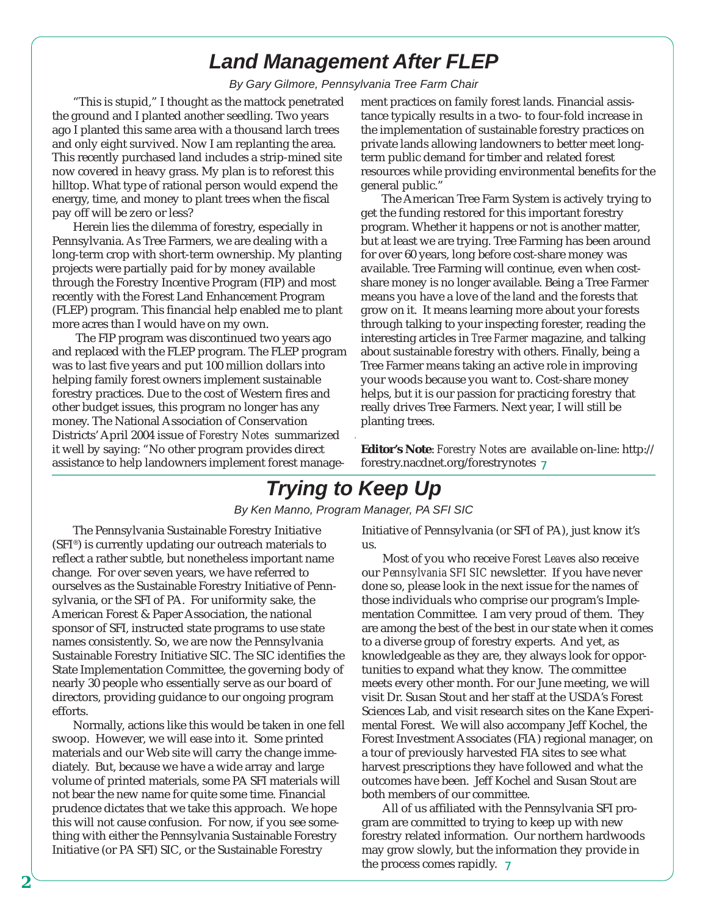# Land Management After FLEP

*By Gary Gilmore, Pennsylvania Tree Farm Chair*

"This is stupid," I thought as the mattock penetrated the ground and I planted another seedling. Two years ago I planted this same area with a thousand larch trees and only eight survived. Now I am replanting the area. This recently purchased land includes a strip-mined site now covered in heavy grass. My plan is to reforest this hilltop. What type of rational person would expend the energy, time, and money to plant trees when the fiscal pay off will be zero or less?

Herein lies the dilemma of forestry, especially in Pennsylvania. As Tree Farmers, we are dealing with a long-term crop with short-term ownership. My planting projects were partially paid for by money available through the Forestry Incentive Program (FIP) and most recently with the Forest Land Enhancement Program (FLEP) program. This financial help enabled me to plant more acres than I would have on my own.

The FIP program was discontinued two years ago and replaced with the FLEP program. The FLEP program was to last five years and put 100 million dollars into helping family forest owners implement sustainable forestry practices. Due to the cost of Western fires and other budget issues, this program no longer has any money. The National Association of Conservation Districts' April 2004 issue of *Forestry Notes* summarized it well by saying: "No other program provides direct assistance to help landowners implement forest management practices on family forest lands. Financial assistance typically results in a two- to four-fold increase in the implementation of sustainable forestry practices on private lands allowing landowners to better meet long-term public demand for timber and related forest resources while providing environmental benefits for the general public."

The American Tree Farm System is actively trying to get the funding restored for this important forestry program. Whether it happens or not is another matter, but at least we are trying. Tree Farming has been around for over 60 years, long before cost-share money was available. Tree Farming will continue, even when cost-share money is no longer available. Being a Tree Farmer means you have a love of the land and the forests that grow on it. It means learning more about your forests through talking to your inspecting forester, reading the interesting articles in *Tree Farmer* magazine, and talking about sustainable forestry with others. Finally, being a Tree Farmer means taking an active role in improving your woods because you want to. Cost-share money helps, but it is our passion for practicing forestry that really drives Tree Farmers. Next year, I will still be planting trees.

**Editor's Note**: *Forestry Notes* are available on-line: http://forestry.nacdnet.org/forestrynotes

# Trying to Keep Up

*By Ken Manno, Program Manager, PA SFI SIC*

The Pennsylvania Sustainable Forestry Initiative (SFI®) is currently updating our outreach materials to reflect a rather subtle, but nonetheless important name change. For over seven years, we have referred to ourselves as the Sustainable Forestry Initiative of Pennsylvania, or the SFI of PA. For uniformity sake, the American Forest & Paper Association, the national sponsor of SFI, instructed state programs to use state names consistently. So, we are now the Pennsylvania Sustainable Forestry Initiative SIC. The SIC identifies the State Implementation Committee, the governing body of nearly 30 people who essentially serve as our board of directors, providing guidance to our ongoing program efforts.

Normally, actions like this would be taken in one fell swoop. However, we will ease into it. Some printed materials and our Web site will carry the change immediately. But, because we have a wide array and large volume of printed materials, some PA SFI materials will not bear the new name for quite some time. Financial prudence dictates that we take this approach. We hope this will not cause confusion. For now, if you see something with either the Pennsylvania Sustainable Forestry Initiative (or PA SFI) SIC, or the Sustainable Forestry Initiative of Pennsylvania (or SFI of PA), just know it's us.

Most of you who receive *Forest Leaves* also receive our *Pennsylvania SFI SIC* newsletter. If you have never done so, please look in the next issue for the names of those individuals who comprise our program's Implementation Committee. I am very proud of them. They are among the best of the best in our state when it comes to a diverse group of forestry experts. And yet, as knowledgeable as they are, they always look for opportunities to expand what they know. The committee meets every other month. For our June meeting, we will visit Dr. Susan Stout and her staff at the USDA's Forest Sciences Lab, and visit research sites on the Kane Experimental Forest. We will also accompany Jeff Kochel, the Forest Investment Associates (FIA) regional manager, on a tour of previously harvested FIA sites to see what harvest prescriptions they have followed and what the outcomes have been. Jeff Kochel and Susan Stout are both members of our committee.

All of us affiliated with the Pennsylvania SFI program are committed to trying to keep up with new forestry related information. Our northern hardwoods may grow slowly, but the information they provide in the process comes rapidly.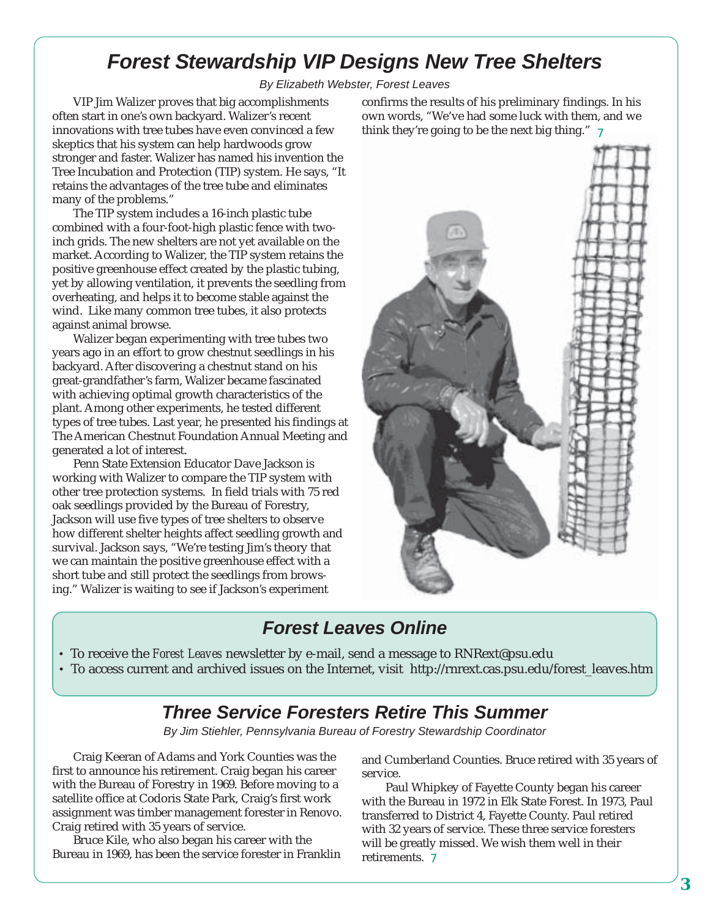## Forest Stewardship VIP Designs New Tree Shelters

*By Elizabeth Webster, Forest Leaves*

VIP Jim Walizer proves that big accomplishments often start in one's own backyard. Walizer's recent innovations with tree tubes have even convinced a few skeptics that his system can help hardwoods grow stronger and faster. Walizer has named his invention the Tree Incubation and Protection (TIP) system. He says, "It retains the advantages of the tree tube and eliminates many of the problems."

The TIP system includes a 16-inch plastic tube combined with a four-foot-high plastic fence with two-inch grids. The new shelters are not yet available on the market. According to Walizer, the TIP system retains the positive greenhouse effect created by the plastic tubing, yet by allowing ventilation, it prevents the seedling from overheating, and helps it to become stable against the wind. Like many common tree tubes, it also protects against animal browse.

Walizer began experimenting with tree tubes two years ago in an effort to grow chestnut seedlings in his backyard. After discovering a chestnut stand on his great-grandfather's farm, Walizer became fascinated with achieving optimal growth characteristics of the plant. Among other experiments, he tested different types of tree tubes. Last year, he presented his findings at The American Chestnut Foundation Annual Meeting and generated a lot of interest.

Penn State Extension Educator Dave Jackson is working with Walizer to compare the TIP system with other tree protection systems. In field trials with 75 red oak seedlings provided by the Bureau of Forestry, Jackson will use five types of tree shelters to observe how different shelter heights affect seedling growth and survival. Jackson says, "We're testing Jim's theory that we can maintain the positive greenhouse effect with a short tube and still protect the seedlings from browsing." Walizer is waiting to see if Jackson's experiment confirms the results of his preliminary findings. In his own words, "We've had some luck with them, and we think they're going to be the next big thing."

## Forest Leaves Online

- To receive the *Forest Leaves* newsletter by e-mail, send a message to RNRext@psu.edu
- To access current and archived issues on the Internet, visit http://rnrext.cas.psu.edu/forest_leaves.htm

## Three Service Foresters Retire This Summer

*By Jim Stiehler, Pennsylvania Bureau of Forestry Stewardship Coordinator*

Craig Keeran of Adams and York Counties was the first to announce his retirement. Craig began his career with the Bureau of Forestry in 1969. Before moving to a satellite office at Codoris State Park, Craig's first work assignment was timber management forester in Renovo. Craig retired with 35 years of service.

Bruce Kile, who also began his career with the Bureau in 1969, has been the service forester in Franklin and Cumberland Counties. Bruce retired with 35 years of service.

Paul Whipkey of Fayette County began his career with the Bureau in 1972 in Elk State Forest. In 1973, Paul transferred to District 4, Fayette County. Paul retired with 32 years of service. These three service foresters will be greatly missed. We wish them well in their retirements.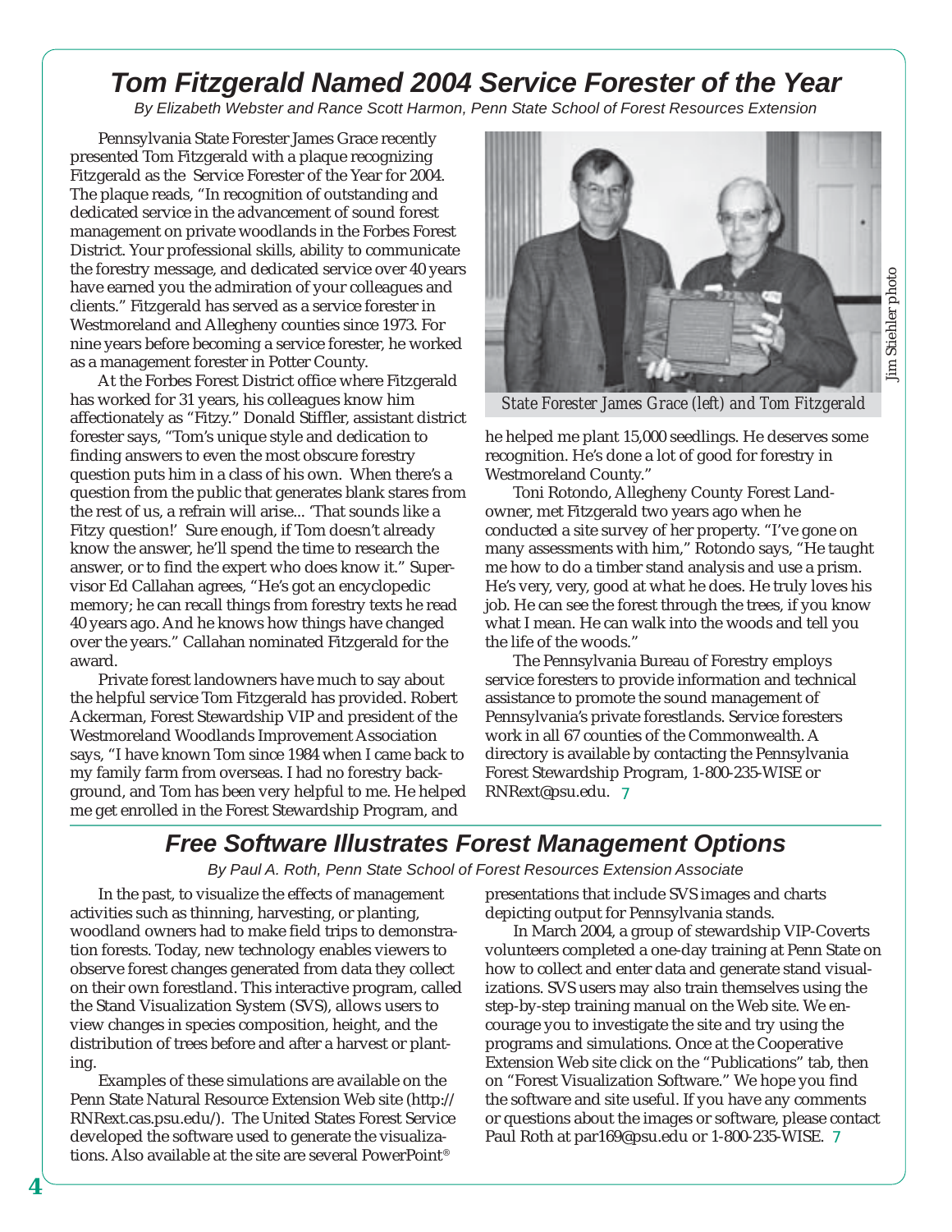# Tom Fitzgerald Named 2004 Service Forester of the Year

*By Elizabeth Webster and Rance Scott Harmon, Penn State School of Forest Resources Extension*

Pennsylvania State Forester James Grace recently presented Tom Fitzgerald with a plaque recognizing Fitzgerald as the Service Forester of the Year for 2004. The plaque reads, "In recognition of outstanding and dedicated service in the advancement of sound forest management on private woodlands in the Forbes Forest District. Your professional skills, ability to communicate the forestry message, and dedicated service over 40 years have earned you the admiration of your colleagues and clients." Fitzgerald has served as a service forester in Westmoreland and Allegheny counties since 1973. For nine years before becoming a service forester, he worked as a management forester in Potter County.

At the Forbes Forest District office where Fitzgerald has worked for 31 years, his colleagues know him affectionately as "Fitzy." Donald Stiffler, assistant district forester says, "Tom's unique style and dedication to finding answers to even the most obscure forestry question puts him in a class of his own. When there's a question from the public that generates blank stares from the rest of us, a refrain will arise... 'That sounds like a Fitzy question!' Sure enough, if Tom doesn't already know the answer, he'll spend the time to research the answer, or to find the expert who does know it." Supervisor Ed Callahan agrees, "He's got an encyclopedic memory; he can recall things from forestry texts he read 40 years ago. And he knows how things have changed over the years." Callahan nominated Fitzgerald for the award.

Private forest landowners have much to say about the helpful service Tom Fitzgerald has provided. Robert Ackerman, Forest Stewardship VIP and president of the Westmoreland Woodlands Improvement Association says, "I have known Tom since 1984 when I came back to my family farm from overseas. I had no forestry background, and Tom has been very helpful to me. He helped me get enrolled in the Forest Stewardship Program, and he helped me plant 15,000 seedlings. He deserves some recognition. He's done a lot of good for forestry in Westmoreland County."

*State Forester James Grace (left) and Tom Fitzgerald*

Jim Stiehler photo

Toni Rotondo, Allegheny County Forest Landowner, met Fitzgerald two years ago when he conducted a site survey of her property. "I've gone on many assessments with him," Rotondo says, "He taught me how to do a timber stand analysis and use a prism. He's very, very, good at what he does. He truly loves his job. He can see the forest through the trees, if you know what I mean. He can walk into the woods and tell you the life of the woods."

The Pennsylvania Bureau of Forestry employs service foresters to provide information and technical assistance to promote the sound management of Pennsylvania's private forestlands. Service foresters work in all 67 counties of the Commonwealth. A directory is available by contacting the Pennsylvania Forest Stewardship Program, 1-800-235-WISE or RNRext@psu.edu.

# Free Software Illustrates Forest Management Options

*By Paul A. Roth, Penn State School of Forest Resources Extension Associate*

In the past, to visualize the effects of management activities such as thinning, harvesting, or planting, woodland owners had to make field trips to demonstration forests. Today, new technology enables viewers to observe forest changes generated from data they collect on their own forestland. This interactive program, called the Stand Visualization System (SVS), allows users to view changes in species composition, height, and the distribution of trees before and after a harvest or planting.

Examples of these simulations are available on the Penn State Natural Resource Extension Web site (http://RNRext.cas.psu.edu/). The United States Forest Service developed the software used to generate the visualizations. Also available at the site are several PowerPoint® presentations that include SVS images and charts depicting output for Pennsylvania stands.

In March 2004, a group of stewardship VIP-Coverts volunteers completed a one-day training at Penn State on how to collect and enter data and generate stand visualizations. SVS users may also train themselves using the step-by-step training manual on the Web site. We encourage you to investigate the site and try using the programs and simulations. Once at the Cooperative Extension Web site click on the "Publications" tab, then on "Forest Visualization Software." We hope you find the software and site useful. If you have any comments or questions about the images or software, please contact Paul Roth at par169@psu.edu or 1-800-235-WISE.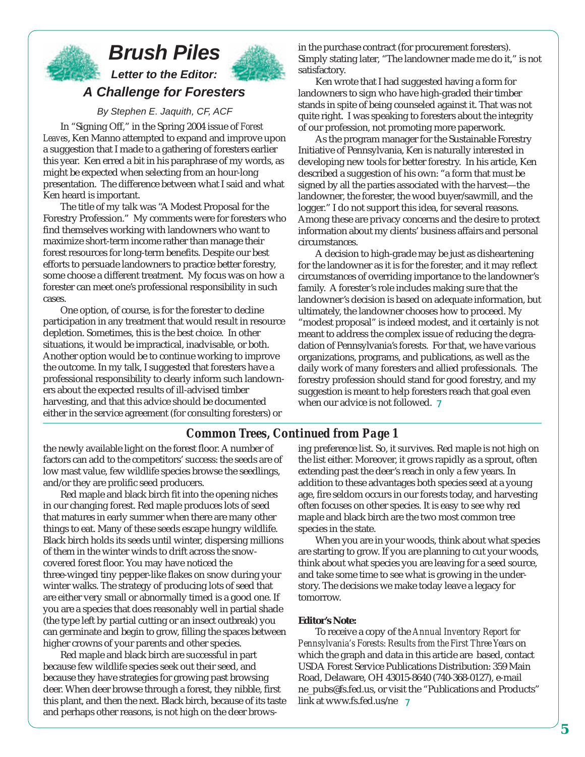# Brush Piles

## Letter to the Editor:

## A Challenge for Foresters

*By Stephen E. Jaquith, CF, ACF*

In "Signing Off," in the Spring 2004 issue of *Forest Leaves*, Ken Manno attempted to expand and improve upon a suggestion that I made to a gathering of foresters earlier this year. Ken erred a bit in his paraphrase of my words, as might be expected when selecting from an hour-long presentation. The difference between what I said and what Ken heard is important.

The title of my talk was "A Modest Proposal for the Forestry Profession." My comments were for foresters who find themselves working with landowners who want to maximize short-term income rather than manage their forest resources for long-term benefits. Despite our best efforts to persuade landowners to practice better forestry, some choose a different treatment. My focus was on how a forester can meet one's professional responsibility in such cases.

One option, of course, is for the forester to decline participation in any treatment that would result in resource depletion. Sometimes, this is the best choice. In other situations, it would be impractical, inadvisable, or both. Another option would be to continue working to improve the outcome. In my talk, I suggested that foresters have a professional responsibility to clearly inform such landowners about the expected results of ill-advised timber harvesting, and that this advice should be documented either in the service agreement (for consulting foresters) or in the purchase contract (for procurement foresters). Simply stating later, "The landowner made me do it," is not satisfactory.

Ken wrote that I had suggested having a form for landowners to sign who have high-graded their timber stands in spite of being counseled against it. That was not quite right. I was speaking to foresters about the integrity of our profession, not promoting more paperwork.

As the program manager for the Sustainable Forestry Initiative of Pennsylvania, Ken is naturally interested in developing new tools for better forestry. In his article, Ken described a suggestion of his own: "a form that must be signed by all the parties associated with the harvest—the landowner, the forester, the wood buyer/sawmill, and the logger." I do not support this idea, for several reasons. Among these are privacy concerns and the desire to protect information about my clients' business affairs and personal circumstances.

A decision to high-grade may be just as disheartening for the landowner as it is for the forester, and it may reflect circumstances of overriding importance to the landowner's family. A forester's role includes making sure that the landowner's decision is based on adequate information, but ultimately, the landowner chooses how to proceed. My "modest proposal" is indeed modest, and it certainly is not meant to address the complex issue of reducing the degradation of Pennsylvania's forests. For that, we have various organizations, programs, and publications, as well as the daily work of many foresters and allied professionals. The forestry profession should stand for good forestry, and my suggestion is meant to help foresters reach that goal even when our advice is not followed.

---

## Common Trees, Continued from Page 1

the newly available light on the forest floor. A number of factors can add to the competitors' success: the seeds are of low mast value, few wildlife species browse the seedlings, and/or they are prolific seed producers.

Red maple and black birch fit into the opening niches in our changing forest. Red maple produces lots of seed that matures in early summer when there are many other things to eat. Many of these seeds escape hungry wildlife. Black birch holds its seeds until winter, dispersing millions of them in the winter winds to drift across the snow-covered forest floor. You may have noticed the three-winged tiny pepper-like flakes on snow during your winter walks. The strategy of producing lots of seed that are either very small or abnormally timed is a good one. If you are a species that does reasonably well in partial shade (the type left by partial cutting or an insect outbreak) you can germinate and begin to grow, filling the spaces between higher crowns of your parents and other species.

Red maple and black birch are successful in part because few wildlife species seek out their seed, and because they have strategies for growing past browsing deer. When deer browse through a forest, they nibble, first this plant, and then the next. Black birch, because of its taste and perhaps other reasons, is not high on the deer browsing preference list. So, it survives. Red maple is not high on the list either. Moreover, it grows rapidly as a sprout, often extending past the deer's reach in only a few years. In addition to these advantages both species seed at a young age, fire seldom occurs in our forests today, and harvesting often focuses on other species. It is easy to see why red maple and black birch are the two most common tree species in the state.

When you are in your woods, think about what species are starting to grow. If you are planning to cut your woods, think about what species you are leaving for a seed source, and take some time to see what is growing in the understory. The decisions we make today leave a legacy for tomorrow.

**Editor's Note:**

To receive a copy of the *Annual Inventory Report for Pennsylvania's Forests: Results from the First Three Years* on which the graph and data in this article are based, contact USDA Forest Service Publications Distribution: 359 Main Road, Delaware, OH 43015-8640 (740-368-0127), e-mail ne_pubs@fs.fed.us, or visit the "Publications and Products" link at www.fs.fed.us/ne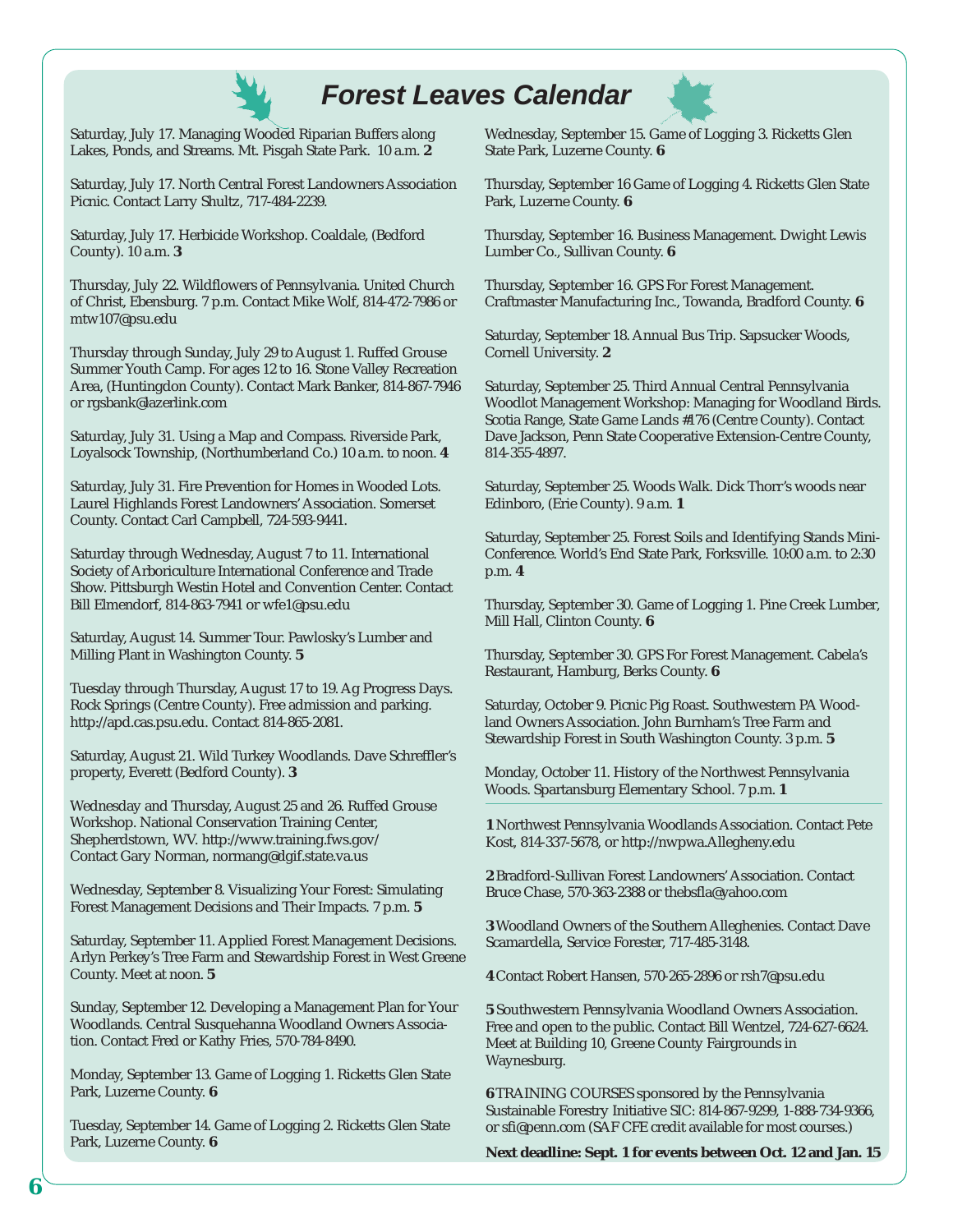# Forest Leaves Calendar

Saturday, July 17. Managing Wooded Riparian Buffers along Lakes, Ponds, and Streams. Mt. Pisgah State Park. 10 a.m. **2**

Saturday, July 17. North Central Forest Landowners Association Picnic. Contact Larry Shultz, 717-484-2239.

Saturday, July 17. Herbicide Workshop. Coaldale, (Bedford County). 10 a.m. **3**

Thursday, July 22. Wildflowers of Pennsylvania. United Church of Christ, Ebensburg. 7 p.m. Contact Mike Wolf, 814-472-7986 or mtw107@psu.edu

Thursday through Sunday, July 29 to August 1. Ruffed Grouse Summer Youth Camp. For ages 12 to 16. Stone Valley Recreation Area, (Huntingdon County). Contact Mark Banker, 814-867-7946 or rgsbank@lazerlink.com

Saturday, July 31. Using a Map and Compass. Riverside Park, Loyalsock Township, (Northumberland Co.) 10 a.m. to noon. **4**

Saturday, July 31. Fire Prevention for Homes in Wooded Lots. Laurel Highlands Forest Landowners' Association. Somerset County. Contact Carl Campbell, 724-593-9441.

Saturday through Wednesday, August 7 to 11. International Society of Arboriculture International Conference and Trade Show. Pittsburgh Westin Hotel and Convention Center. Contact Bill Elmendorf, 814-863-7941 or wfe1@psu.edu

Saturday, August 14. Summer Tour. Pawlosky's Lumber and Milling Plant in Washington County. **5**

Tuesday through Thursday, August 17 to 19. Ag Progress Days. Rock Springs (Centre County). Free admission and parking. http://apd.cas.psu.edu. Contact 814-865-2081.

Saturday, August 21. Wild Turkey Woodlands. Dave Schreffler's property, Everett (Bedford County). **3**

Wednesday and Thursday, August 25 and 26. Ruffed Grouse Workshop. National Conservation Training Center, Shepherdstown, WV. http://www.training.fws.gov/ Contact Gary Norman, normang@dgif.state.va.us

Wednesday, September 8. Visualizing Your Forest: Simulating Forest Management Decisions and Their Impacts. 7 p.m. **5**

Saturday, September 11. Applied Forest Management Decisions. Arlyn Perkey's Tree Farm and Stewardship Forest in West Greene County. Meet at noon. **5**

Sunday, September 12. Developing a Management Plan for Your Woodlands. Central Susquehanna Woodland Owners Association. Contact Fred or Kathy Fries, 570-784-8490.

Monday, September 13. Game of Logging 1. Ricketts Glen State Park, Luzerne County. **6**

Tuesday, September 14. Game of Logging 2. Ricketts Glen State Park, Luzerne County. **6**

Wednesday, September 15. Game of Logging 3. Ricketts Glen State Park, Luzerne County. **6**

Thursday, September 16 Game of Logging 4. Ricketts Glen State Park, Luzerne County. **6**

Thursday, September 16. Business Management. Dwight Lewis Lumber Co., Sullivan County. **6**

Thursday, September 16. GPS For Forest Management. Craftmaster Manufacturing Inc., Towanda, Bradford County. **6**

Saturday, September 18. Annual Bus Trip. Sapsucker Woods, Cornell University. **2**

Saturday, September 25. Third Annual Central Pennsylvania Woodlot Management Workshop: Managing for Woodland Birds. Scotia Range, State Game Lands #176 (Centre County). Contact Dave Jackson, Penn State Cooperative Extension-Centre County, 814-355-4897.

Saturday, September 25. Woods Walk. Dick Thorr's woods near Edinboro, (Erie County). 9 a.m. **1**

Saturday, September 25. Forest Soils and Identifying Stands Mini-Conference. World's End State Park, Forksville. 10:00 a.m. to 2:30 p.m. **4**

Thursday, September 30. Game of Logging 1. Pine Creek Lumber, Mill Hall, Clinton County. **6**

Thursday, September 30. GPS For Forest Management. Cabela's Restaurant, Hamburg, Berks County. **6**

Saturday, October 9. Picnic Pig Roast. Southwestern PA Woodland Owners Association. John Burnham's Tree Farm and Stewardship Forest in South Washington County. 3 p.m. **5**

Monday, October 11. History of the Northwest Pennsylvania Woods. Spartansburg Elementary School. 7 p.m. **1**

---

**1** Northwest Pennsylvania Woodlands Association. Contact Pete Kost, 814-337-5678, or http://nwpwa.Allegheny.edu

**2** Bradford-Sullivan Forest Landowners' Association. Contact Bruce Chase, 570-363-2388 or thebsfla@yahoo.com

**3** Woodland Owners of the Southern Alleghenies. Contact Dave Scamardella, Service Forester, 717-485-3148.

**4** Contact Robert Hansen, 570-265-2896 or rsh7@psu.edu

**5** Southwestern Pennsylvania Woodland Owners Association. Free and open to the public. Contact Bill Wentzel, 724-627-6624. Meet at Building 10, Greene County Fairgrounds in Waynesburg.

**6** TRAINING COURSES sponsored by the Pennsylvania Sustainable Forestry Initiative SIC: 814-867-9299, 1-888-734-9366, or sfi@penn.com (SAF CFE credit available for most courses.)

**Next deadline: Sept. 1 for events between Oct. 12 and Jan. 15**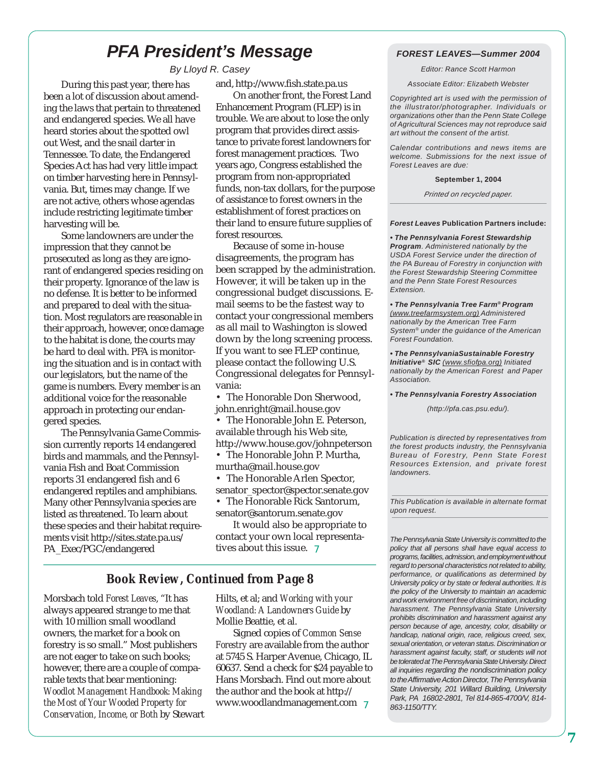# PFA President's Message

*By Lloyd R. Casey*

During this past year, there has been a lot of discussion about amending the laws that pertain to threatened and endangered species. We all have heard stories about the spotted owl out West, and the snail darter in Tennessee. To date, the Endangered Species Act has had very little impact on timber harvesting here in Pennsylvania. But, times may change. If we are not active, others whose agendas include restricting legitimate timber harvesting will be.

Some landowners are under the impression that they cannot be prosecuted as long as they are ignorant of endangered species residing on their property. Ignorance of the law is no defense. It is better to be informed and prepared to deal with the situation. Most regulators are reasonable in their approach, however, once damage to the habitat is done, the courts may be hard to deal with. PFA is monitoring the situation and is in contact with our legislators, but the name of the game is numbers. Every member is an additional voice for the reasonable approach in protecting our endangered species.

The Pennsylvania Game Commission currently reports 14 endangered birds and mammals, and the Pennsylvania Fish and Boat Commission reports 31 endangered fish and 6 endangered reptiles and amphibians. Many other Pennsylvania species are listed as threatened. To learn about these species and their habitat requirements visit http://sites.state.pa.us/PA_Exec/PGC/endangered and, http://www.fish.state.pa.us

On another front, the Forest Land Enhancement Program (FLEP) is in trouble. We are about to lose the only program that provides direct assistance to private forest landowners for forest management practices. Two years ago, Congress established the program from non-appropriated funds, non-tax dollars, for the purpose of assistance to forest owners in the establishment of forest practices on their land to ensure future supplies of forest resources.

Because of some in-house disagreements, the program has been scrapped by the administration. However, it will be taken up in the congressional budget discussions. E-mail seems to be the fastest way to contact your congressional members as all mail to Washington is slowed down by the long screening process. If you want to see FLEP continue, please contact the following U.S. Congressional delegates for Pennsylvania:

- The Honorable Don Sherwood, john.enright@mail.house.gov
- The Honorable John E. Peterson, available through his Web site, http://www.house.gov/johnpeterson
- The Honorable John P. Murtha, murtha@mail.house.gov
- The Honorable Arlen Spector, senator_spector@spector.senate.gov
- The Honorable Rick Santorum, senator@santorum.senate.gov

It would also be appropriate to contact your own local representatives about this issue.

## Book Review, Continued from Page 8

Morsbach told *Forest Leaves*, "It has always appeared strange to me that with 10 million small woodland owners, the market for a book on forestry is so small." Most publishers are not eager to take on such books; however, there are a couple of comparable texts that bear mentioning: *Woodlot Management Handbook: Making the Most of Your Wooded Property for Conservation, Income, or Both* by Stewart Hilts, et al; and *Working with your Woodland: A Landowners Guide* by Mollie Beattie, et al.

Signed copies of *Common Sense Forestry* are available from the author at 5745 S. Harper Avenue, Chicago, IL 60637. Send a check for $24 payable to Hans Morsbach. Find out more about the author and the book at http://www.woodlandmanagement.com

---

***FOREST LEAVES—Summer 2004***

*Editor: Rance Scott Harmon*

*Associate Editor: Elizabeth Webster*

*Copyrighted art is used with the permission of the illustrator/photographer. Individuals or organizations other than the Penn State College of Agricultural Sciences may not reproduce said art without the consent of the artist.*

*Calendar contributions and news items are welcome. Submissions for the next issue of Forest Leaves are due:*

**September 1, 2004**

*Printed on recycled paper.*

***Forest Leaves* Publication Partners include:**

- ***The Pennsylvania Forest Stewardship Program**. Administered nationally by the USDA Forest Service under the direction of the PA Bureau of Forestry in conjunction with the Forest Stewardship Steering Committee and the Penn State Forest Resources Extension.*
- ***The Pennsylvania Tree Farm® Program** (www.treefarmsystem.org) Administered nationally by the American Tree Farm System® under the guidance of the American Forest Foundation.*
- ***The PennsylvaniaSustainable Forestry Initiative® SIC** (www.sfiofpa.org) Initiated nationally by the American Forest and Paper Association.*
- ***The Pennsylvania Forestry Association** (http://pfa.cas.psu.edu/).*

*Publication is directed by representatives from the forest products industry, the Pennsylvania Bureau of Forestry, Penn State Forest Resources Extension, and private forest landowners.*

*This Publication is available in alternate format upon request.*

*The Pennsylvania State University is committed to the policy that all persons shall have equal access to programs, facilities, admission, and employment without regard to personal characteristics not related to ability, performance, or qualifications as determined by University policy or by state or federal authorities. It is the policy of the University to maintain an academic and work environment free of discrimination, including harassment. The Pennsylvania State University prohibits discrimination and harassment against any person because of age, ancestry, color, disability or handicap, national origin, race, religious creed, sex, sexual orientation, or veteran status. Discrimination or harassment against faculty, staff, or students will not be tolerated at The Pennsylvania State University. Direct all inquiries regarding the nondiscrimination policy to the Affirmative Action Director, The Pennsylvania State University, 201 Willard Building, University Park, PA 16802-2801, Tel 814-865-4700/V, 814-863-1150/TTY.*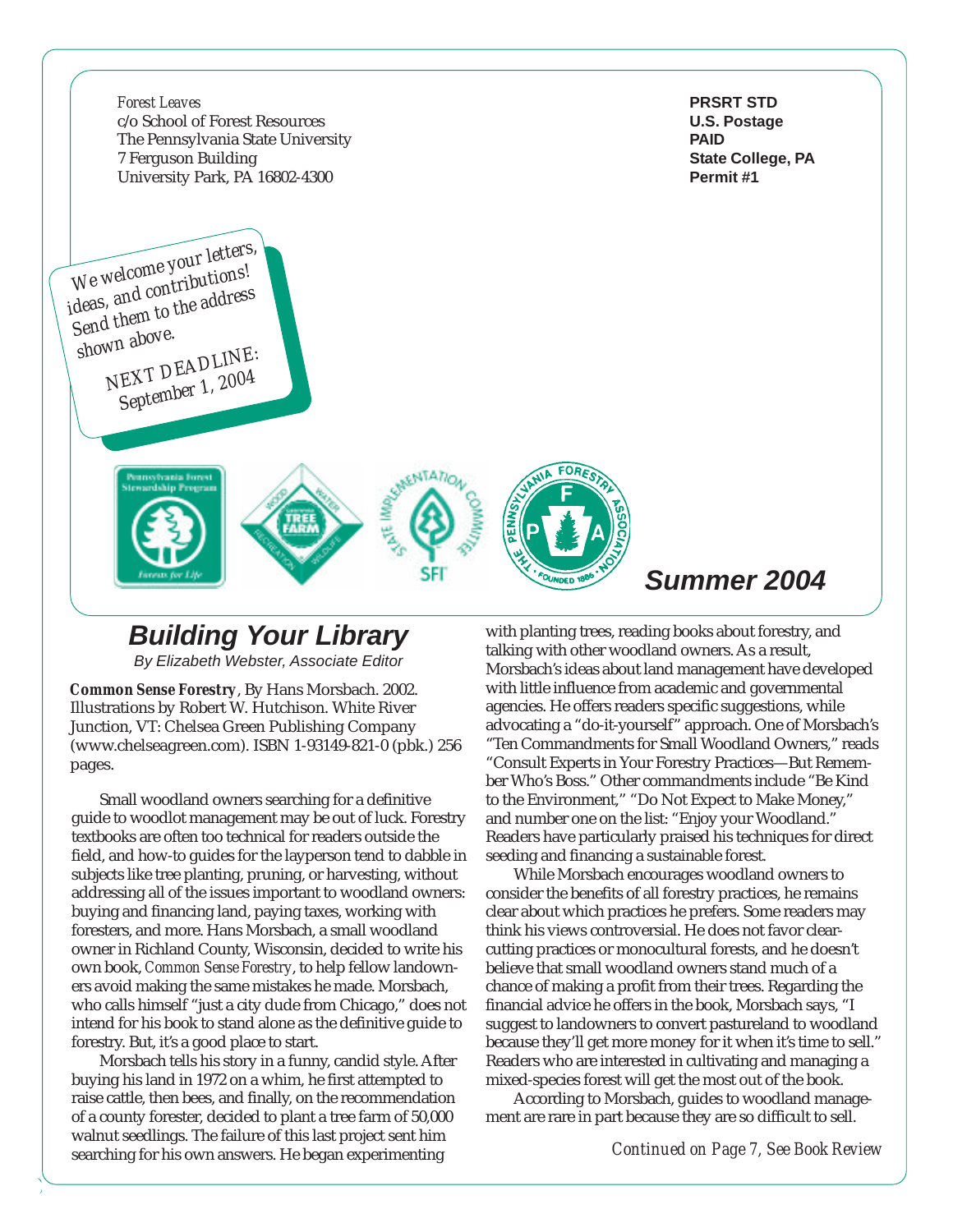*Forest Leaves*
c/o School of Forest Resources
The Pennsylvania State University
7 Ferguson Building
University Park, PA 16802-4300

**PRSRT STD**
**U.S. Postage**
**PAID**
**State College, PA**
**Permit #1**

*We welcome your letters, ideas, and contributions! Send them to the address shown above.*

*NEXT DEADLINE: September 1, 2004*

***Summer 2004***

# Building Your Library

*By Elizabeth Webster, Associate Editor*

**Common Sense Forestry**, By Hans Morsbach. 2002. Illustrations by Robert W. Hutchison. White River Junction, VT: Chelsea Green Publishing Company (www.chelseagreen.com). ISBN 1-93149-821-0 (pbk.) 256 pages.

Small woodland owners searching for a definitive guide to woodlot management may be out of luck. Forestry textbooks are often too technical for readers outside the field, and how-to guides for the layperson tend to dabble in subjects like tree planting, pruning, or harvesting, without addressing all of the issues important to woodland owners: buying and financing land, paying taxes, working with foresters, and more. Hans Morsbach, a small woodland owner in Richland County, Wisconsin, decided to write his own book, *Common Sense Forestry*, to help fellow landowners avoid making the same mistakes he made. Morsbach, who calls himself "just a city dude from Chicago," does not intend for his book to stand alone as the definitive guide to forestry. But, it's a good place to start.

Morsbach tells his story in a funny, candid style. After buying his land in 1972 on a whim, he first attempted to raise cattle, then bees, and finally, on the recommendation of a county forester, decided to plant a tree farm of 50,000 walnut seedlings. The failure of this last project sent him searching for his own answers. He began experimenting with planting trees, reading books about forestry, and talking with other woodland owners. As a result, Morsbach's ideas about land management have developed with little influence from academic and governmental agencies. He offers readers specific suggestions, while advocating a "do-it-yourself" approach. One of Morsbach's "Ten Commandments for Small Woodland Owners," reads "Consult Experts in Your Forestry Practices—But Remember Who's Boss." Other commandments include "Be Kind to the Environment," "Do Not Expect to Make Money," and number one on the list: "Enjoy your Woodland." Readers have particularly praised his techniques for direct seeding and financing a sustainable forest.

While Morsbach encourages woodland owners to consider the benefits of all forestry practices, he remains clear about which practices he prefers. Some readers may think his views controversial. He does not favor clearcutting practices or monocultural forests, and he doesn't believe that small woodland owners stand much of a chance of making a profit from their trees. Regarding the financial advice he offers in the book, Morsbach says, "I suggest to landowners to convert pastureland to woodland because they'll get more money for it when it's time to sell." Readers who are interested in cultivating and managing a mixed-species forest will get the most out of the book.

According to Morsbach, guides to woodland management are rare in part because they are so difficult to sell.

*Continued on Page 7, See Book Review*